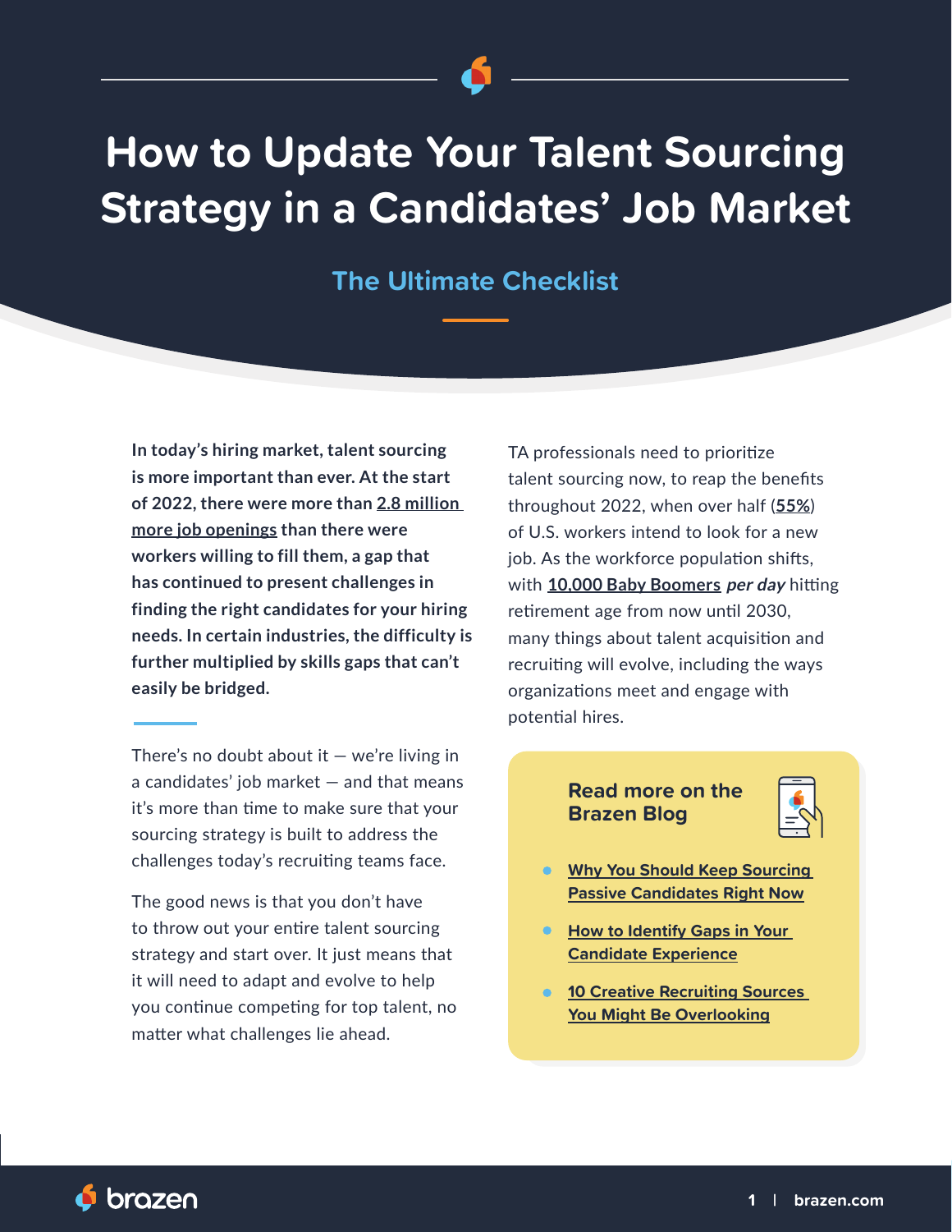# How to Update Your Talent Sourcing Strategy in a Candidates' Job Market

## The Ultimate Checklist

**In today's hiring market, talent sourcing is more important than ever. At the start of 2022, there were more than 2.8 million more job openings than there were workers willing to fill them, a gap that has continued to present challenges in finding the right candidates for your hiring needs. In certain industries, the difficulty is further multiplied by skills gaps that can't easily be bridged.**

There's no doubt about it — we're living in a candidates' job market — and that means it's more than time to make sure that your sourcing strategy is built to address the challenges today's recruiting teams face.

The good news is that you don't have to throw out your entire talent sourcing strategy and start over. It just means that it will need to adapt and evolve to help you continue competing for top talent, no matter what challenges lie ahead.

TA professionals need to prioritize talent sourcing now, to reap the benefits throughout 2022, when over half (**55%**) of U.S. workers intend to look for a new job. As the workforce population shifts, with **10,000 Baby Boomers** ***per day*** hitting retirement age from now until 2030, many things about talent acquisition and recruiting will evolve, including the ways organizations meet and engage with potential hires.

### Read more on the Brazen Blog

- **Why You Should Keep Sourcing Passive Candidates Right Now**
- **How to Identify Gaps in Your Candidate Experience**
- **10 Creative Recruiting Sources You Might Be Overlooking**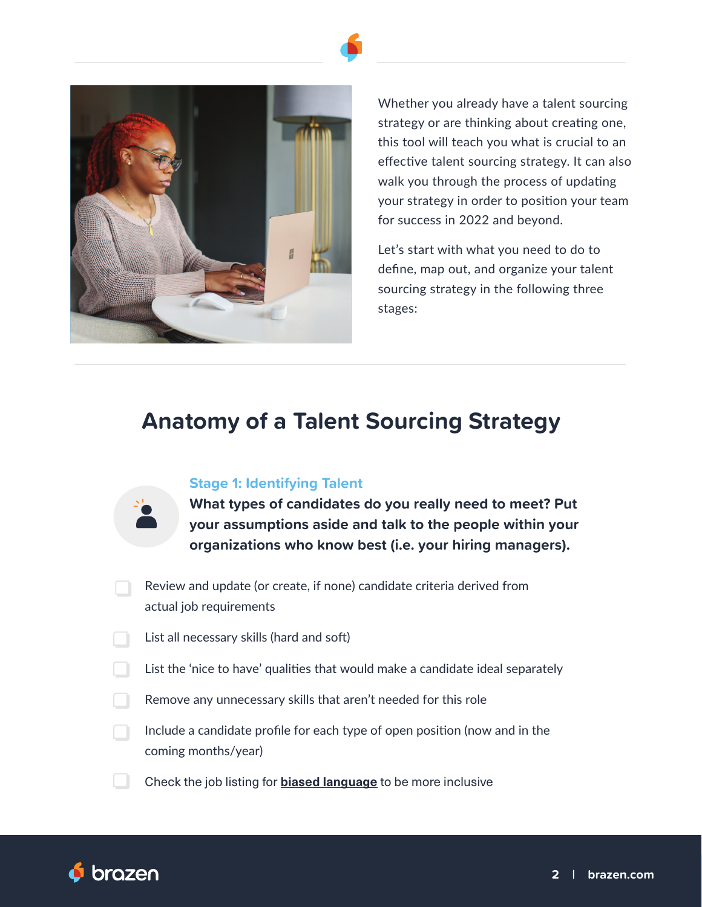Whether you already have a talent sourcing strategy or are thinking about creating one, this tool will teach you what is crucial to an effective talent sourcing strategy. It can also walk you through the process of updating your strategy in order to position your team for success in 2022 and beyond.

Let's start with what you need to do to define, map out, and organize your talent sourcing strategy in the following three stages:

## Anatomy of a Talent Sourcing Strategy

### Stage 1: Identifying Talent

**What types of candidates do you really need to meet? Put your assumptions aside and talk to the people within your organizations who know best (i.e. your hiring managers).**

- [ ] Review and update (or create, if none) candidate criteria derived from actual job requirements
- [ ] List all necessary skills (hard and soft)
- [ ] List the 'nice to have' qualities that would make a candidate ideal separately
- [ ] Remove any unnecessary skills that aren't needed for this role
- [ ] Include a candidate profile for each type of open position (now and in the coming months/year)
- [ ] Check the job listing for **biased language** to be more inclusive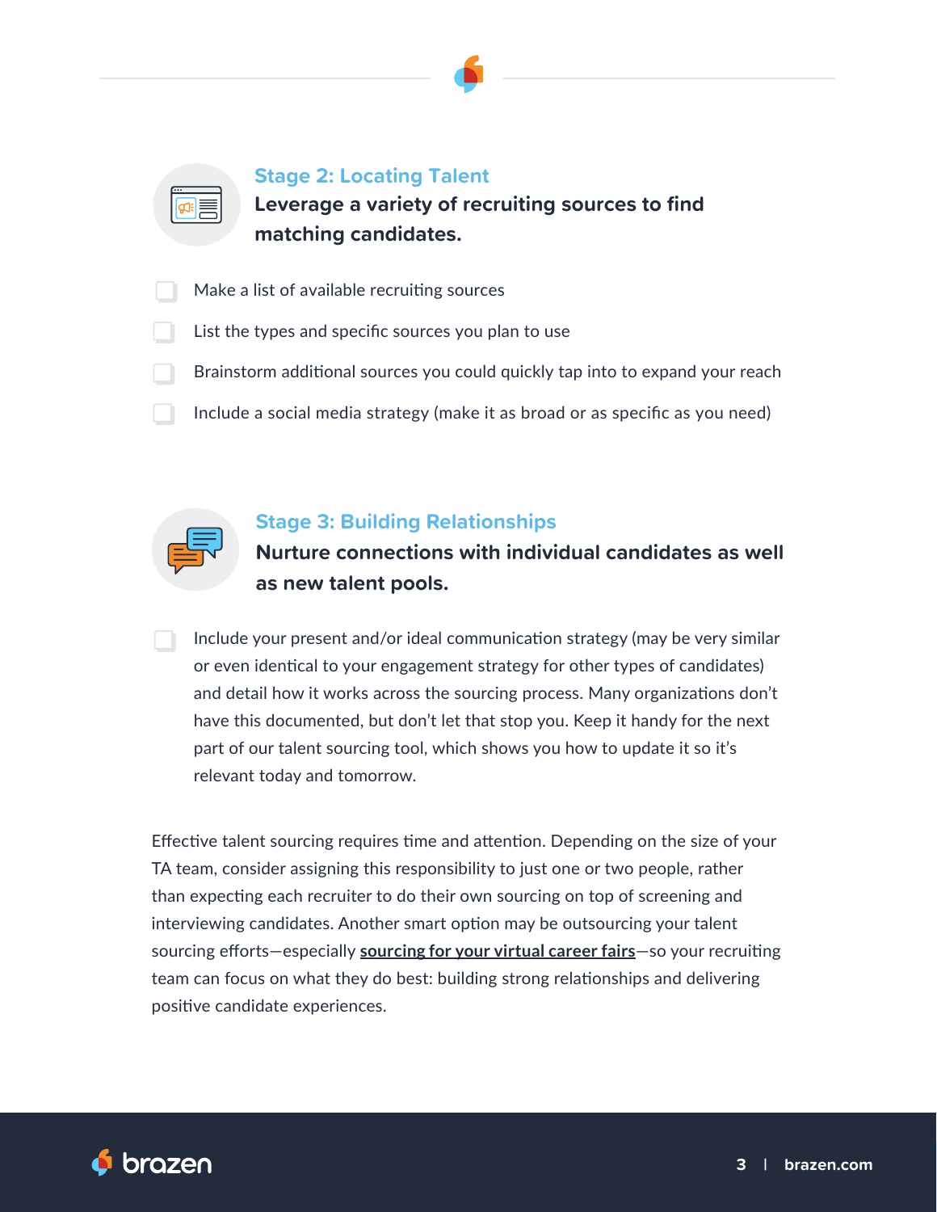## Stage 2: Locating Talent

**Leverage a variety of recruiting sources to find matching candidates.**

- [ ] Make a list of available recruiting sources
- [ ] List the types and specific sources you plan to use
- [ ] Brainstorm additional sources you could quickly tap into to expand your reach
- [ ] Include a social media strategy (make it as broad or as specific as you need)

## Stage 3: Building Relationships

**Nurture connections with individual candidates as well as new talent pools.**

- [ ] Include your present and/or ideal communication strategy (may be very similar or even identical to your engagement strategy for other types of candidates) and detail how it works across the sourcing process. Many organizations don't have this documented, but don't let that stop you. Keep it handy for the next part of our talent sourcing tool, which shows you how to update it so it's relevant today and tomorrow.

Effective talent sourcing requires time and attention. Depending on the size of your TA team, consider assigning this responsibility to just one or two people, rather than expecting each recruiter to do their own sourcing on top of screening and interviewing candidates. Another smart option may be outsourcing your talent sourcing efforts—especially **sourcing for your virtual career fairs**—so your recruiting team can focus on what they do best: building strong relationships and delivering positive candidate experiences.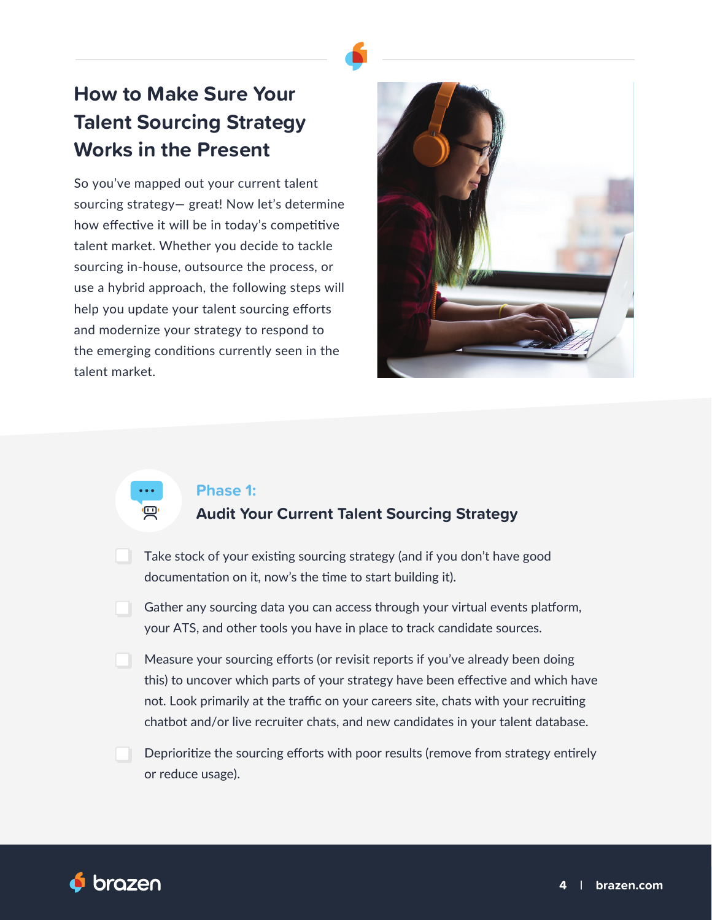# How to Make Sure Your Talent Sourcing Strategy Works in the Present

So you've mapped out your current talent sourcing strategy— great! Now let's determine how effective it will be in today's competitive talent market. Whether you decide to tackle sourcing in-house, outsource the process, or use a hybrid approach, the following steps will help you update your talent sourcing efforts and modernize your strategy to respond to the emerging conditions currently seen in the talent market.

## Phase 1:
## Audit Your Current Talent Sourcing Strategy

- [ ] Take stock of your existing sourcing strategy (and if you don't have good documentation on it, now's the time to start building it).
- [ ] Gather any sourcing data you can access through your virtual events platform, your ATS, and other tools you have in place to track candidate sources.
- [ ] Measure your sourcing efforts (or revisit reports if you've already been doing this) to uncover which parts of your strategy have been effective and which have not. Look primarily at the traffic on your careers site, chats with your recruiting chatbot and/or live recruiter chats, and new candidates in your talent database.
- [ ] Deprioritize the sourcing efforts with poor results (remove from strategy entirely or reduce usage).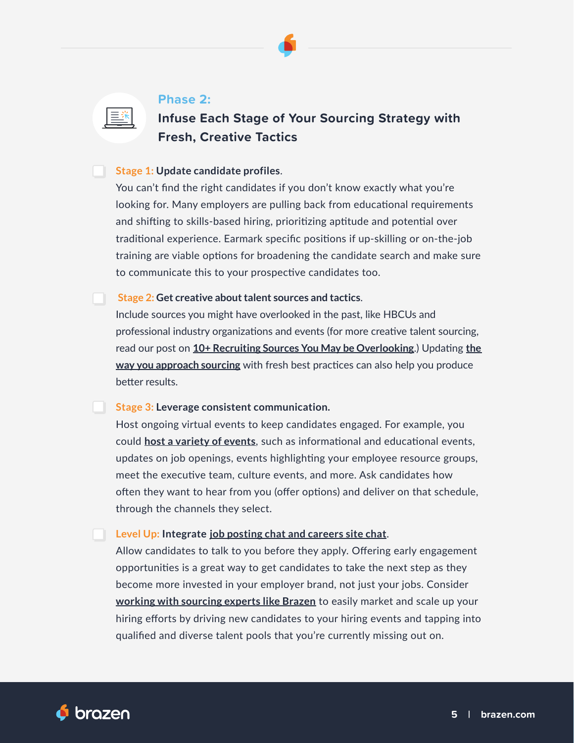## Phase 2:

## Infuse Each Stage of Your Sourcing Strategy with Fresh, Creative Tactics

- [ ] **Stage 1: Update candidate profiles.**
  You can't find the right candidates if you don't know exactly what you're looking for. Many employers are pulling back from educational requirements and shifting to skills-based hiring, prioritizing aptitude and potential over traditional experience. Earmark specific positions if up-skilling or on-the-job training are viable options for broadening the candidate search and make sure to communicate this to your prospective candidates too.

- [ ] **Stage 2: Get creative about talent sources and tactics.**
  Include sources you might have overlooked in the past, like HBCUs and professional industry organizations and events (for more creative talent sourcing, read our post on **10+ Recruiting Sources You May be Overlooking**.) Updating **the way you approach sourcing** with fresh best practices can also help you produce better results.

- [ ] **Stage 3: Leverage consistent communication.**
  Host ongoing virtual events to keep candidates engaged. For example, you could **host a variety of events**, such as informational and educational events, updates on job openings, events highlighting your employee resource groups, meet the executive team, culture events, and more. Ask candidates how often they want to hear from you (offer options) and deliver on that schedule, through the channels they select.

- [ ] **Level Up: Integrate job posting chat and careers site chat.**
  Allow candidates to talk to you before they apply. Offering early engagement opportunities is a great way to get candidates to take the next step as they become more invested in your employer brand, not just your jobs. Consider **working with sourcing experts like Brazen** to easily market and scale up your hiring efforts by driving new candidates to your hiring events and tapping into qualified and diverse talent pools that you're currently missing out on.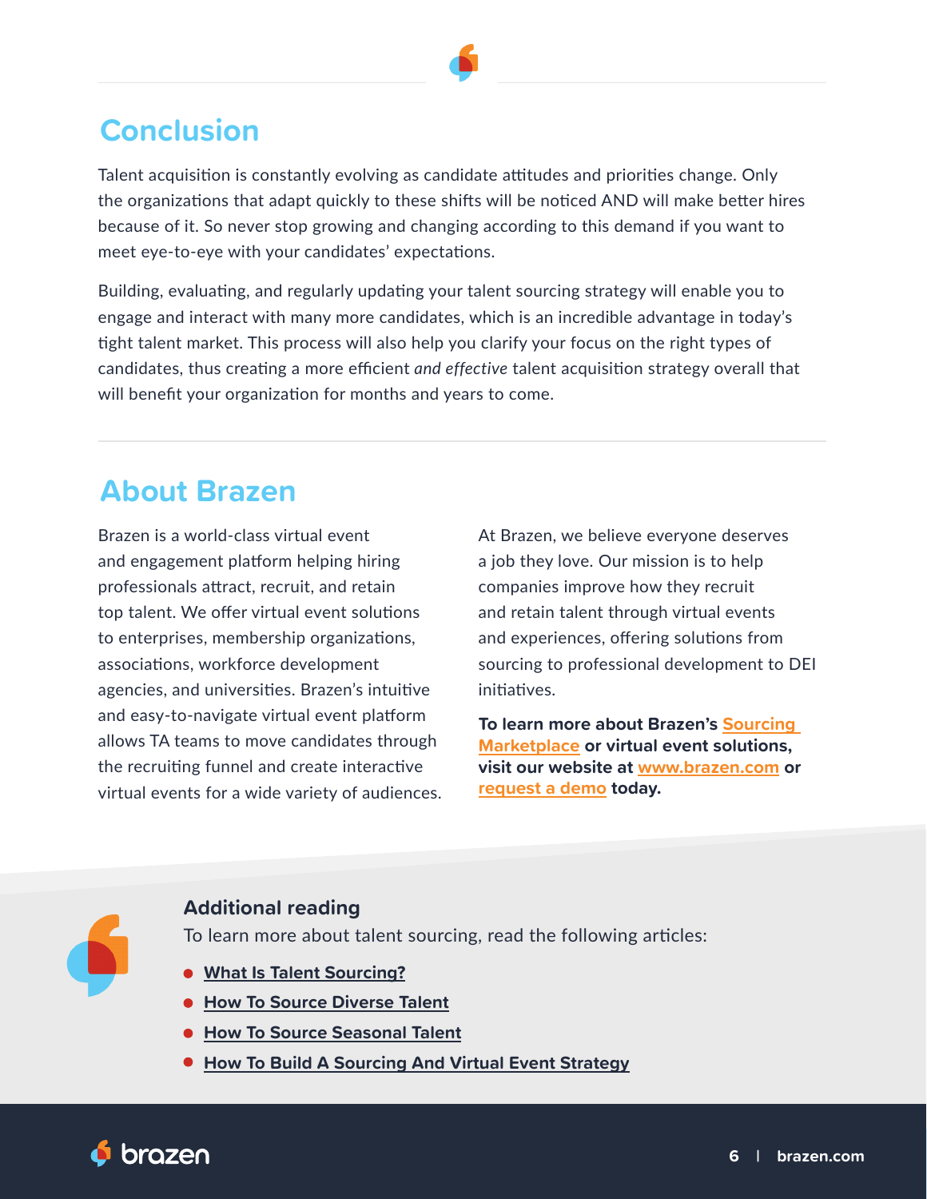## Conclusion

Talent acquisition is constantly evolving as candidate attitudes and priorities change. Only the organizations that adapt quickly to these shifts will be noticed AND will make better hires because of it. So never stop growing and changing according to this demand if you want to meet eye-to-eye with your candidates' expectations.

Building, evaluating, and regularly updating your talent sourcing strategy will enable you to engage and interact with many more candidates, which is an incredible advantage in today's tight talent market. This process will also help you clarify your focus on the right types of candidates, thus creating a more efficient *and effective* talent acquisition strategy overall that will benefit your organization for months and years to come.

## About Brazen

Brazen is a world-class virtual event and engagement platform helping hiring professionals attract, recruit, and retain top talent. We offer virtual event solutions to enterprises, membership organizations, associations, workforce development agencies, and universities. Brazen's intuitive and easy-to-navigate virtual event platform allows TA teams to move candidates through the recruiting funnel and create interactive virtual events for a wide variety of audiences.

At Brazen, we believe everyone deserves a job they love. Our mission is to help companies improve how they recruit and retain talent through virtual events and experiences, offering solutions from sourcing to professional development to DEI initiatives.

**To learn more about Brazen's Sourcing Marketplace or virtual event solutions, visit our website at www.brazen.com or request a demo today.**

### Additional reading

To learn more about talent sourcing, read the following articles:

- **What Is Talent Sourcing?**
- **How To Source Diverse Talent**
- **How To Source Seasonal Talent**
- **How To Build A Sourcing And Virtual Event Strategy**